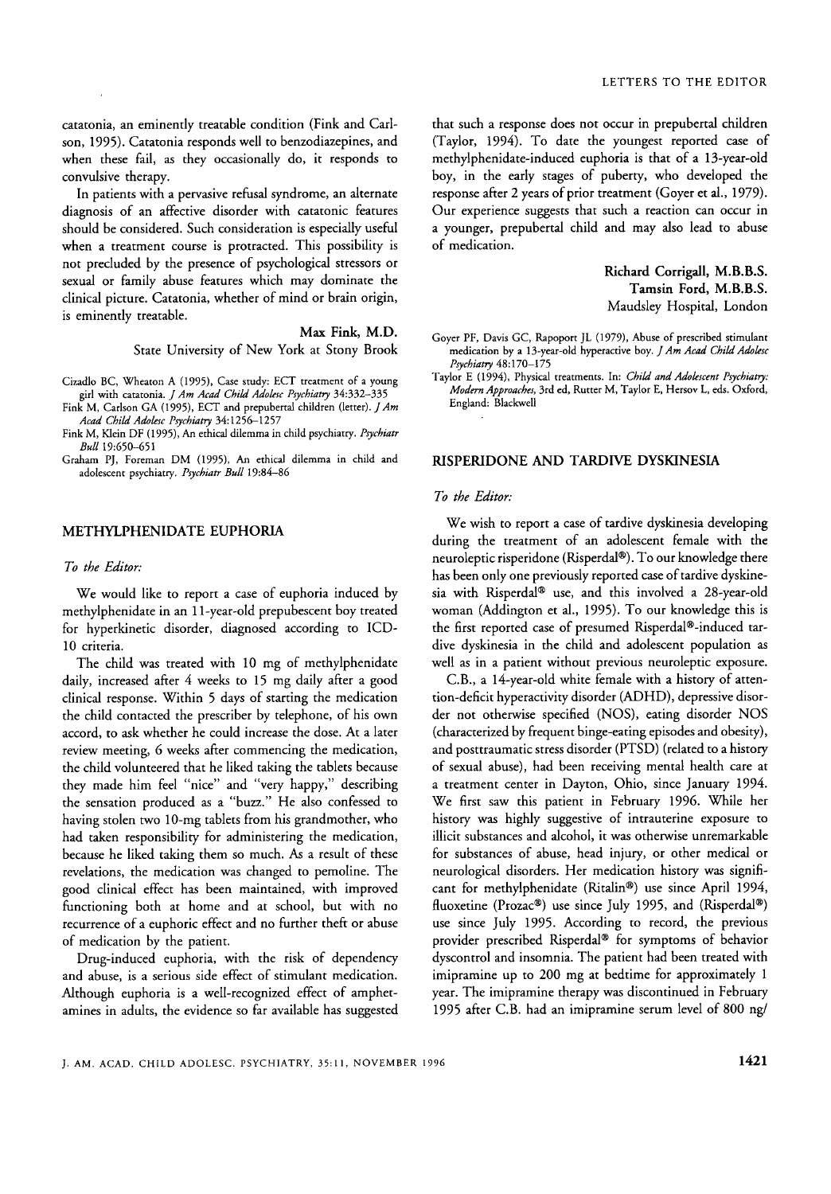catatonia, an eminently treatable condition (Fink and Carlson, 1995). Catatonia responds well to benzodiazepines, and when these fail, as they occasionally do, it responds to convulsive therapy.

In patients with a pervasive refusal syndrome, an alternate diagnosis of an affective disorder with catatonic features should be considered. Such consideration is especially useful when a treatment course is protracted. This possibility is not precluded by the presence of psychological stressors or sexual or family abuse features which may dominate the clinical picture. Catatonia, whether of mind or brain origin, is eminently treatable.

**Max Fink, M.D.**
State University of New York at Stony Brook

Cizadlo BC, Wheaton A (1995), Case study: ECT treatment of a young girl with catatonia. *J Am Acad Child Adolesc Psychiatry* 34:332–335

Fink M, Carlson GA (1995), ECT and prepubertal children (letter). *J Am Acad Child Adolesc Psychiatry* 34:1256–1257

Fink M, Klein DF (1995), An ethical dilemma in child psychiatry. *Psychiatr Bull* 19:650–651

Graham PJ, Foreman DM (1995), An ethical dilemma in child and adolescent psychiatry. *Psychiatr Bull* 19:84–86

## METHYLPHENIDATE EUPHORIA

*To the Editor:*

We would like to report a case of euphoria induced by methylphenidate in an 11-year-old prepubescent boy treated for hyperkinetic disorder, diagnosed according to ICD-10 criteria.

The child was treated with 10 mg of methylphenidate daily, increased after 4 weeks to 15 mg daily after a good clinical response. Within 5 days of starting the medication the child contacted the prescriber by telephone, of his own accord, to ask whether he could increase the dose. At a later review meeting, 6 weeks after commencing the medication, the child volunteered that he liked taking the tablets because they made him feel "nice" and "very happy," describing the sensation produced as a "buzz." He also confessed to having stolen two 10-mg tablets from his grandmother, who had taken responsibility for administering the medication, because he liked taking them so much. As a result of these revelations, the medication was changed to pemoline. The good clinical effect has been maintained, with improved functioning both at home and at school, but with no recurrence of a euphoric effect and no further theft or abuse of medication by the patient.

Drug-induced euphoria, with the risk of dependency and abuse, is a serious side effect of stimulant medication. Although euphoria is a well-recognized effect of amphetamines in adults, the evidence so far available has suggested that such a response does not occur in prepubertal children (Taylor, 1994). To date the youngest reported case of methylphenidate-induced euphoria is that of a 13-year-old boy, in the early stages of puberty, who developed the response after 2 years of prior treatment (Goyer et al., 1979). Our experience suggests that such a reaction can occur in a younger, prepubertal child and may also lead to abuse of medication.

**Richard Corrigall, M.B.B.S.**
**Tamsin Ford, M.B.B.S.**
Maudsley Hospital, London

Goyer PF, Davis GC, Rapoport JL (1979), Abuse of prescribed stimulant medication by a 13-year-old hyperactive boy. *J Am Acad Child Adolesc Psychiatry* 48:170–175

Taylor E (1994), Physical treatments. In: *Child and Adolescent Psychiatry: Modern Approaches*, 3rd ed, Rutter M, Taylor E, Hersov L, eds. Oxford, England: Blackwell

## RISPERIDONE AND TARDIVE DYSKINESIA

*To the Editor:*

We wish to report a case of tardive dyskinesia developing during the treatment of an adolescent female with the neuroleptic risperidone (Risperdal®). To our knowledge there has been only one previously reported case of tardive dyskinesia with Risperdal® use, and this involved a 28-year-old woman (Addington et al., 1995). To our knowledge this is the first reported case of presumed Risperdal®-induced tardive dyskinesia in the child and adolescent population as well as in a patient without previous neuroleptic exposure.

C.B., a 14-year-old white female with a history of attention-deficit hyperactivity disorder (ADHD), depressive disorder not otherwise specified (NOS), eating disorder NOS (characterized by frequent binge-eating episodes and obesity), and posttraumatic stress disorder (PTSD) (related to a history of sexual abuse), had been receiving mental health care at a treatment center in Dayton, Ohio, since January 1994. We first saw this patient in February 1996. While her history was highly suggestive of intrauterine exposure to illicit substances and alcohol, it was otherwise unremarkable for substances of abuse, head injury, or other medical or neurological disorders. Her medication history was significant for methylphenidate (Ritalin®) use since April 1994, fluoxetine (Prozac®) use since July 1995, and (Risperdal®) use since July 1995. According to record, the previous provider prescribed Risperdal® for symptoms of behavior dyscontrol and insomnia. The patient had been treated with imipramine up to 200 mg at bedtime for approximately 1 year. The imipramine therapy was discontinued in February 1995 after C.B. had an imipramine serum level of 800 ng/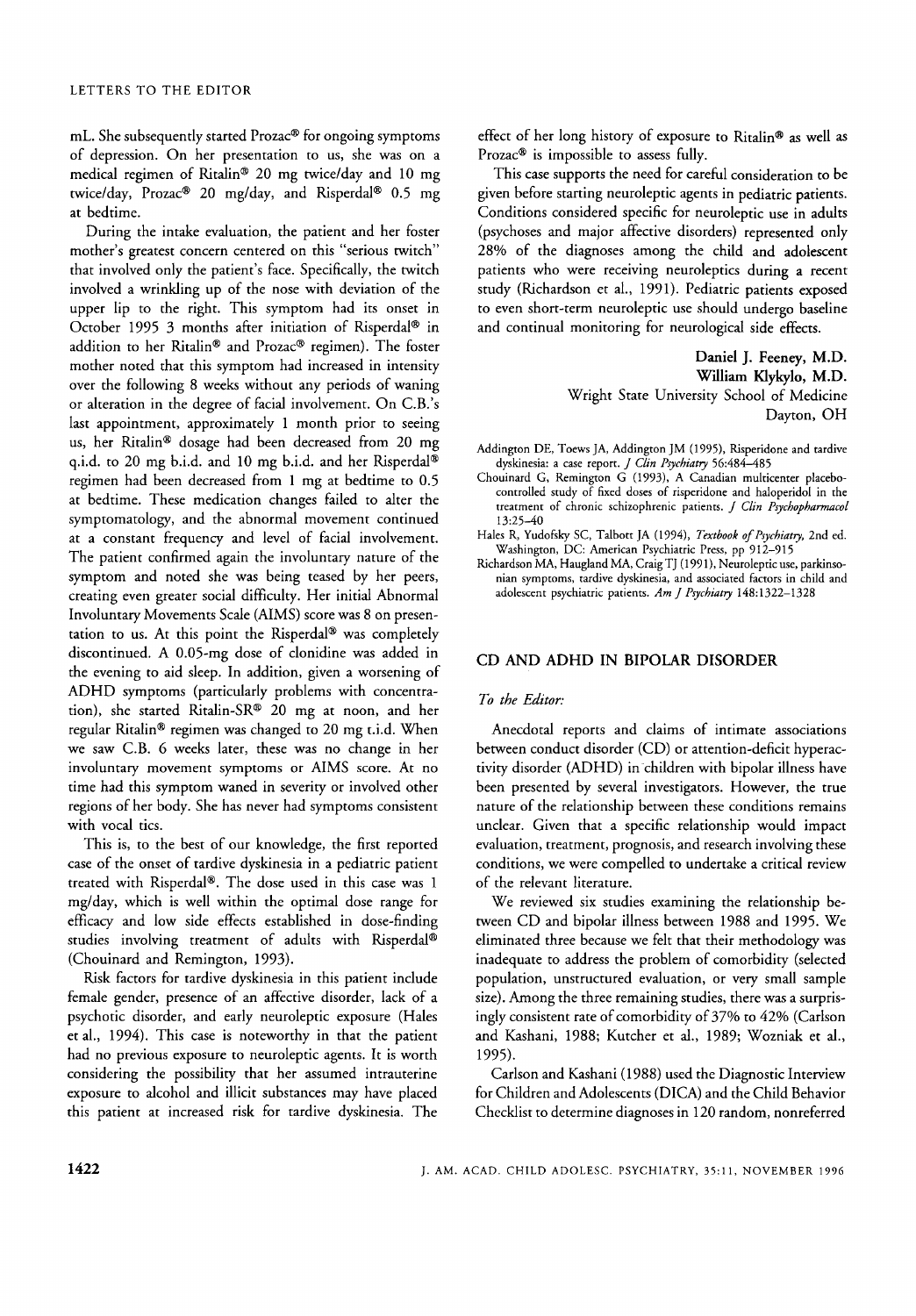mL. She subsequently started Prozac® for ongoing symptoms of depression. On her presentation to us, she was on a medical regimen of Ritalin® 20 mg twice/day and 10 mg twice/day, Prozac® 20 mg/day, and Risperdal® 0.5 mg at bedtime.

During the intake evaluation, the patient and her foster mother's greatest concern centered on this "serious twitch" that involved only the patient's face. Specifically, the twitch involved a wrinkling up of the nose with deviation of the upper lip to the right. This symptom had its onset in October 1995 3 months after initiation of Risperdal® in addition to her Ritalin® and Prozac® regimen). The foster mother noted that this symptom had increased in intensity over the following 8 weeks without any periods of waning or alteration in the degree of facial involvement. On C.B.'s last appointment, approximately 1 month prior to seeing us, her Ritalin® dosage had been decreased from 20 mg q.i.d. to 20 mg b.i.d. and 10 mg b.i.d. and her Risperdal® regimen had been decreased from 1 mg at bedtime to 0.5 at bedtime. These medication changes failed to alter the symptomatology, and the abnormal movement continued at a constant frequency and level of facial involvement. The patient confirmed again the involuntary nature of the symptom and noted she was being teased by her peers, creating even greater social difficulty. Her initial Abnormal Involuntary Movements Scale (AIMS) score was 8 on presentation to us. At this point the Risperdal® was completely discontinued. A 0.05-mg dose of clonidine was added in the evening to aid sleep. In addition, given a worsening of ADHD symptoms (particularly problems with concentration), she started Ritalin-SR® 20 mg at noon, and her regular Ritalin® regimen was changed to 20 mg t.i.d. When we saw C.B. 6 weeks later, these was no change in her involuntary movement symptoms or AIMS score. At no time had this symptom waned in severity or involved other regions of her body. She has never had symptoms consistent with vocal tics.

This is, to the best of our knowledge, the first reported case of the onset of tardive dyskinesia in a pediatric patient treated with Risperdal®. The dose used in this case was 1 mg/day, which is well within the optimal dose range for efficacy and low side effects established in dose-finding studies involving treatment of adults with Risperdal® (Chouinard and Remington, 1993).

Risk factors for tardive dyskinesia in this patient include female gender, presence of an affective disorder, lack of a psychotic disorder, and early neuroleptic exposure (Hales et al., 1994). This case is noteworthy in that the patient had no previous exposure to neuroleptic agents. It is worth considering the possibility that her assumed intrauterine exposure to alcohol and illicit substances may have placed this patient at increased risk for tardive dyskinesia. The effect of her long history of exposure to Ritalin® as well as Prozac® is impossible to assess fully.

This case supports the need for careful consideration to be given before starting neuroleptic agents in pediatric patients. Conditions considered specific for neuroleptic use in adults (psychoses and major affective disorders) represented only 28% of the diagnoses among the child and adolescent patients who were receiving neuroleptics during a recent study (Richardson et al., 1991). Pediatric patients exposed to even short-term neuroleptic use should undergo baseline and continual monitoring for neurological side effects.

**Daniel J. Feeney, M.D.**
**William Klykylo, M.D.**
Wright State University School of Medicine
Dayton, OH

Addington DE, Toews JA, Addington JM (1995), Risperidone and tardive dyskinesia: a case report. *J Clin Psychiatry* 56:484–485

Chouinard G, Remington G (1993), A Canadian multicenter placebo-controlled study of fixed doses of risperidone and haloperidol in the treatment of chronic schizophrenic patients. *J Clin Psychopharmacol* 13:25–40

Hales R, Yudofsky SC, Talbott JA (1994), *Textbook of Psychiatry*, 2nd ed. Washington, DC: American Psychiatric Press, pp 912–915

Richardson MA, Haugland MA, Craig TJ (1991), Neuroleptic use, parkinsonian symptoms, tardive dyskinesia, and associated factors in child and adolescent psychiatric patients. *Am J Psychiatry* 148:1322–1328

## CD AND ADHD IN BIPOLAR DISORDER

*To the Editor:*

Anecdotal reports and claims of intimate associations between conduct disorder (CD) or attention-deficit hyperactivity disorder (ADHD) in children with bipolar illness have been presented by several investigators. However, the true nature of the relationship between these conditions remains unclear. Given that a specific relationship would impact evaluation, treatment, prognosis, and research involving these conditions, we were compelled to undertake a critical review of the relevant literature.

We reviewed six studies examining the relationship between CD and bipolar illness between 1988 and 1995. We eliminated three because we felt that their methodology was inadequate to address the problem of comorbidity (selected population, unstructured evaluation, or very small sample size). Among the three remaining studies, there was a surprisingly consistent rate of comorbidity of 37% to 42% (Carlson and Kashani, 1988; Kutcher et al., 1989; Wozniak et al., 1995).

Carlson and Kashani (1988) used the Diagnostic Interview for Children and Adolescents (DICA) and the Child Behavior Checklist to determine diagnoses in 120 random, nonreferred